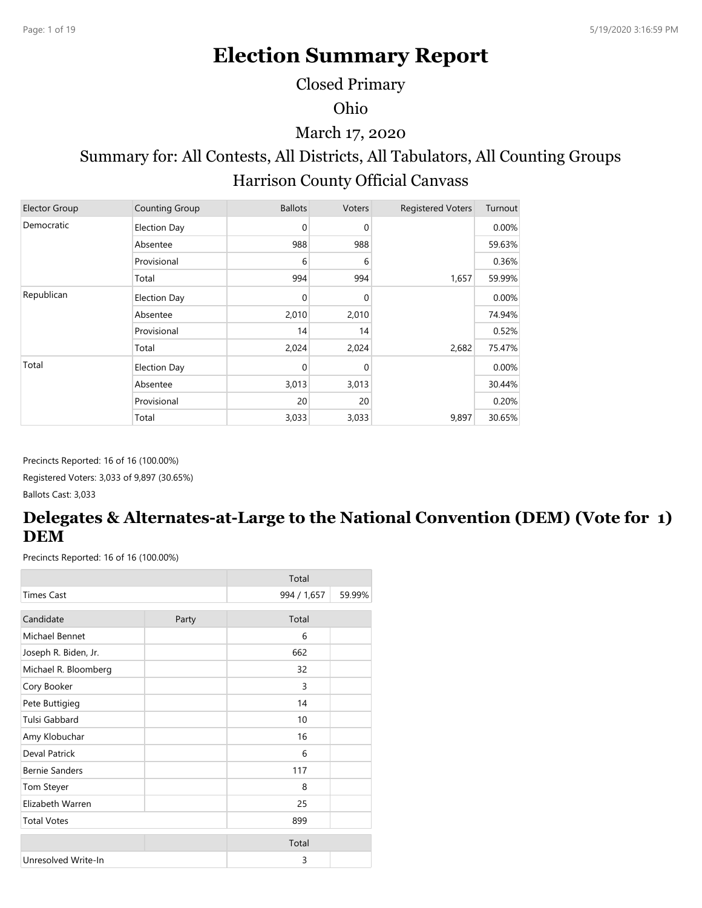# Election Summary Report

Closed Primary

Ohio

March 17, 2020

Summary for: All Contests, All Districts, All Tabulators, All Counting Groups

Harrison County Official Canvass

| Elector Group | Counting Group | Ballots | Voters | Registered Voters | Turnout |
|---|---|---|---|---|---|
| Democratic | Election Day | 0 | 0 | | 0.00% |
| | Absentee | 988 | 988 | | 59.63% |
| | Provisional | 6 | 6 | | 0.36% |
| | Total | 994 | 994 | 1,657 | 59.99% |
| Republican | Election Day | 0 | 0 | | 0.00% |
| | Absentee | 2,010 | 2,010 | | 74.94% |
| | Provisional | 14 | 14 | | 0.52% |
| | Total | 2,024 | 2,024 | 2,682 | 75.47% |
| Total | Election Day | 0 | 0 | | 0.00% |
| | Absentee | 3,013 | 3,013 | | 30.44% |
| | Provisional | 20 | 20 | | 0.20% |
| | Total | 3,033 | 3,033 | 9,897 | 30.65% |

Precincts Reported: 16 of 16 (100.00%)

Registered Voters: 3,033 of 9,897 (30.65%)

Ballots Cast: 3,033

## Delegates & Alternates-at-Large to the National Convention (DEM) (Vote for 1) DEM

Precincts Reported: 16 of 16 (100.00%)

| | | Total | |
|---|---|---|---|
| Times Cast | | 994 / 1,657 | 59.99% |

| Candidate | Party | Total | |
|---|---|---|---|
| Michael Bennet | | 6 | |
| Joseph R. Biden, Jr. | | 662 | |
| Michael R. Bloomberg | | 32 | |
| Cory Booker | | 3 | |
| Pete Buttigieg | | 14 | |
| Tulsi Gabbard | | 10 | |
| Amy Klobuchar | | 16 | |
| Deval Patrick | | 6 | |
| Bernie Sanders | | 117 | |
| Tom Steyer | | 8 | |
| Elizabeth Warren | | 25 | |
| Total Votes | | 899 | |

| | | Total | |
|---|---|---|---|
| Unresolved Write-In | | 3 | |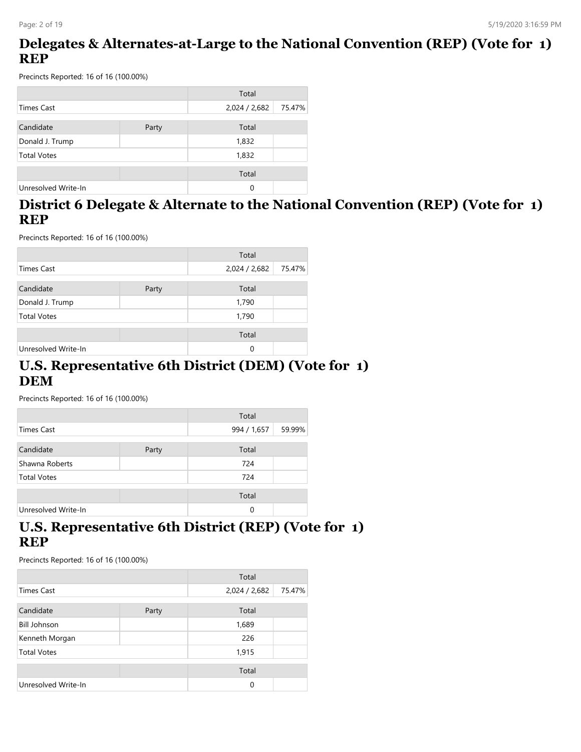## Delegates & Alternates-at-Large to the National Convention (REP) (Vote for 1) REP

Precincts Reported: 16 of 16 (100.00%)

| | | Total | |
|---|---|---|---|
| Times Cast | | 2,024 / 2,682 | 75.47% |

| Candidate | Party | Total | |
|---|---|---|---|
| Donald J. Trump | | 1,832 | |
| Total Votes | | 1,832 | |

| | | Total | |
|---|---|---|---|
| Unresolved Write-In | | 0 | |

## District 6 Delegate & Alternate to the National Convention (REP) (Vote for 1) REP

Precincts Reported: 16 of 16 (100.00%)

| | | Total | |
|---|---|---|---|
| Times Cast | | 2,024 / 2,682 | 75.47% |

| Candidate | Party | Total | |
|---|---|---|---|
| Donald J. Trump | | 1,790 | |
| Total Votes | | 1,790 | |

| | | Total | |
|---|---|---|---|
| Unresolved Write-In | | 0 | |

## U.S. Representative 6th District (DEM) (Vote for 1) DEM

Precincts Reported: 16 of 16 (100.00%)

| | | Total | |
|---|---|---|---|
| Times Cast | | 994 / 1,657 | 59.99% |

| Candidate | Party | Total | |
|---|---|---|---|
| Shawna Roberts | | 724 | |
| Total Votes | | 724 | |

| | | Total | |
|---|---|---|---|
| Unresolved Write-In | | 0 | |

## U.S. Representative 6th District (REP) (Vote for 1) REP

Precincts Reported: 16 of 16 (100.00%)

| | | Total | |
|---|---|---|---|
| Times Cast | | 2,024 / 2,682 | 75.47% |

| Candidate | Party | Total | |
|---|---|---|---|
| Bill Johnson | | 1,689 | |
| Kenneth Morgan | | 226 | |
| Total Votes | | 1,915 | |

| | | Total | |
|---|---|---|---|
| Unresolved Write-In | | 0 | |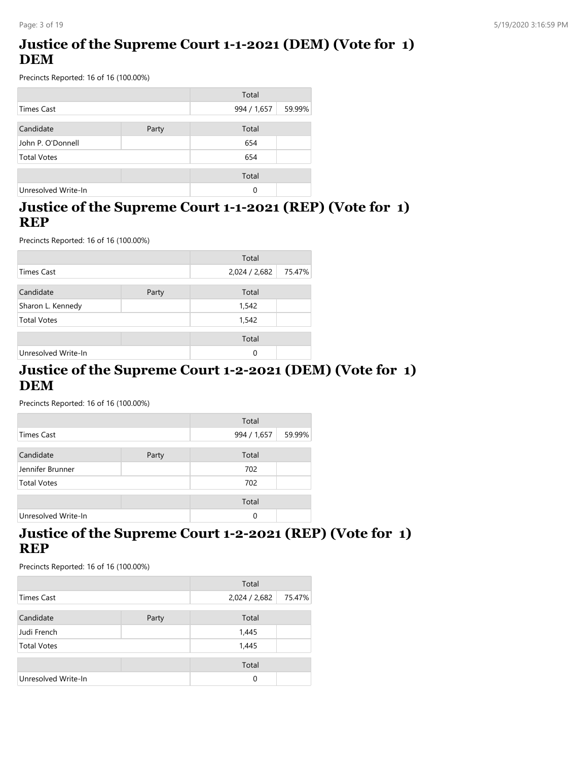## Justice of the Supreme Court 1-1-2021 (DEM) (Vote for 1) DEM

Precincts Reported: 16 of 16 (100.00%)

| | | Total | |
|---|---|---|---|
| Times Cast | | 994 / 1,657 | 59.99% |

| Candidate | Party | Total | |
|---|---|---|---|
| John P. O'Donnell | | 654 | |
| Total Votes | | 654 | |

| | | Total | |
|---|---|---|---|
| Unresolved Write-In | | 0 | |

## Justice of the Supreme Court 1-1-2021 (REP) (Vote for 1) REP

Precincts Reported: 16 of 16 (100.00%)

| | | Total | |
|---|---|---|---|
| Times Cast | | 2,024 / 2,682 | 75.47% |

| Candidate | Party | Total | |
|---|---|---|---|
| Sharon L. Kennedy | | 1,542 | |
| Total Votes | | 1,542 | |

| | | Total | |
|---|---|---|---|
| Unresolved Write-In | | 0 | |

## Justice of the Supreme Court 1-2-2021 (DEM) (Vote for 1) DEM

Precincts Reported: 16 of 16 (100.00%)

| | | Total | |
|---|---|---|---|
| Times Cast | | 994 / 1,657 | 59.99% |

| Candidate | Party | Total | |
|---|---|---|---|
| Jennifer Brunner | | 702 | |
| Total Votes | | 702 | |

| | | Total | |
|---|---|---|---|
| Unresolved Write-In | | 0 | |

## Justice of the Supreme Court 1-2-2021 (REP) (Vote for 1) REP

Precincts Reported: 16 of 16 (100.00%)

| | | Total | |
|---|---|---|---|
| Times Cast | | 2,024 / 2,682 | 75.47% |

| Candidate | Party | Total | |
|---|---|---|---|
| Judi French | | 1,445 | |
| Total Votes | | 1,445 | |

| | | Total | |
|---|---|---|---|
| Unresolved Write-In | | 0 | |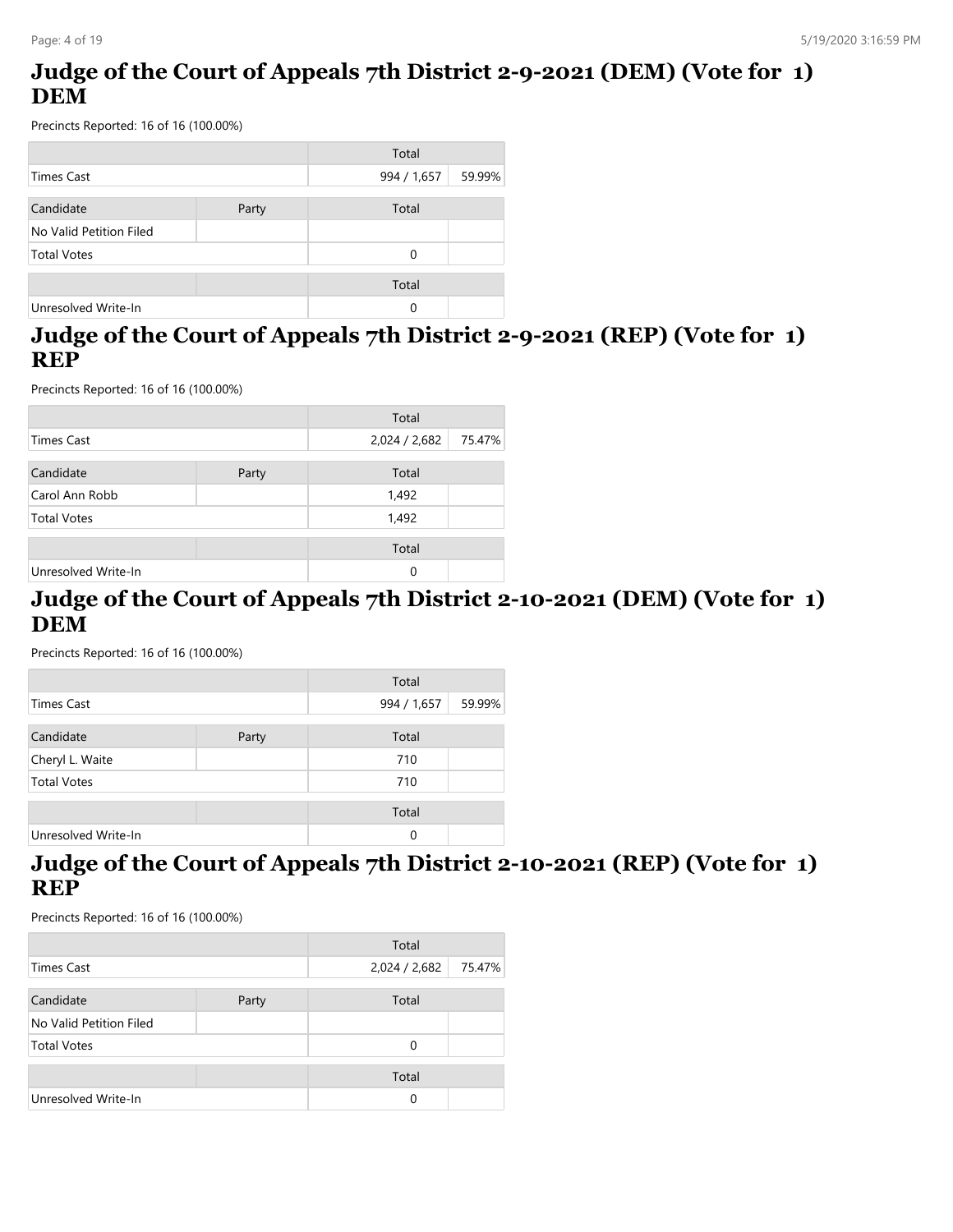## Judge of the Court of Appeals 7th District 2-9-2021 (DEM) (Vote for 1) DEM

Precincts Reported: 16 of 16 (100.00%)

| | | Total | |
|---|---|---|---|
| Times Cast | | 994 / 1,657 | 59.99% |

| Candidate | Party | Total | |
|---|---|---|---|
| No Valid Petition Filed | | | |
| Total Votes | | 0 | |

| | | Total | |
|---|---|---|---|
| Unresolved Write-In | | 0 | |

## Judge of the Court of Appeals 7th District 2-9-2021 (REP) (Vote for 1) REP

Precincts Reported: 16 of 16 (100.00%)

| | | Total | |
|---|---|---|---|
| Times Cast | | 2,024 / 2,682 | 75.47% |

| Candidate | Party | Total | |
|---|---|---|---|
| Carol Ann Robb | | 1,492 | |
| Total Votes | | 1,492 | |

| | | Total | |
|---|---|---|---|
| Unresolved Write-In | | 0 | |

## Judge of the Court of Appeals 7th District 2-10-2021 (DEM) (Vote for 1) DEM

Precincts Reported: 16 of 16 (100.00%)

| | | Total | |
|---|---|---|---|
| Times Cast | | 994 / 1,657 | 59.99% |

| Candidate | Party | Total | |
|---|---|---|---|
| Cheryl L. Waite | | 710 | |
| Total Votes | | 710 | |

| | | Total | |
|---|---|---|---|
| Unresolved Write-In | | 0 | |

## Judge of the Court of Appeals 7th District 2-10-2021 (REP) (Vote for 1) REP

Precincts Reported: 16 of 16 (100.00%)

| | | Total | |
|---|---|---|---|
| Times Cast | | 2,024 / 2,682 | 75.47% |

| Candidate | Party | Total | |
|---|---|---|---|
| No Valid Petition Filed | | | |
| Total Votes | | 0 | |

| | | Total | |
|---|---|---|---|
| Unresolved Write-In | | 0 | |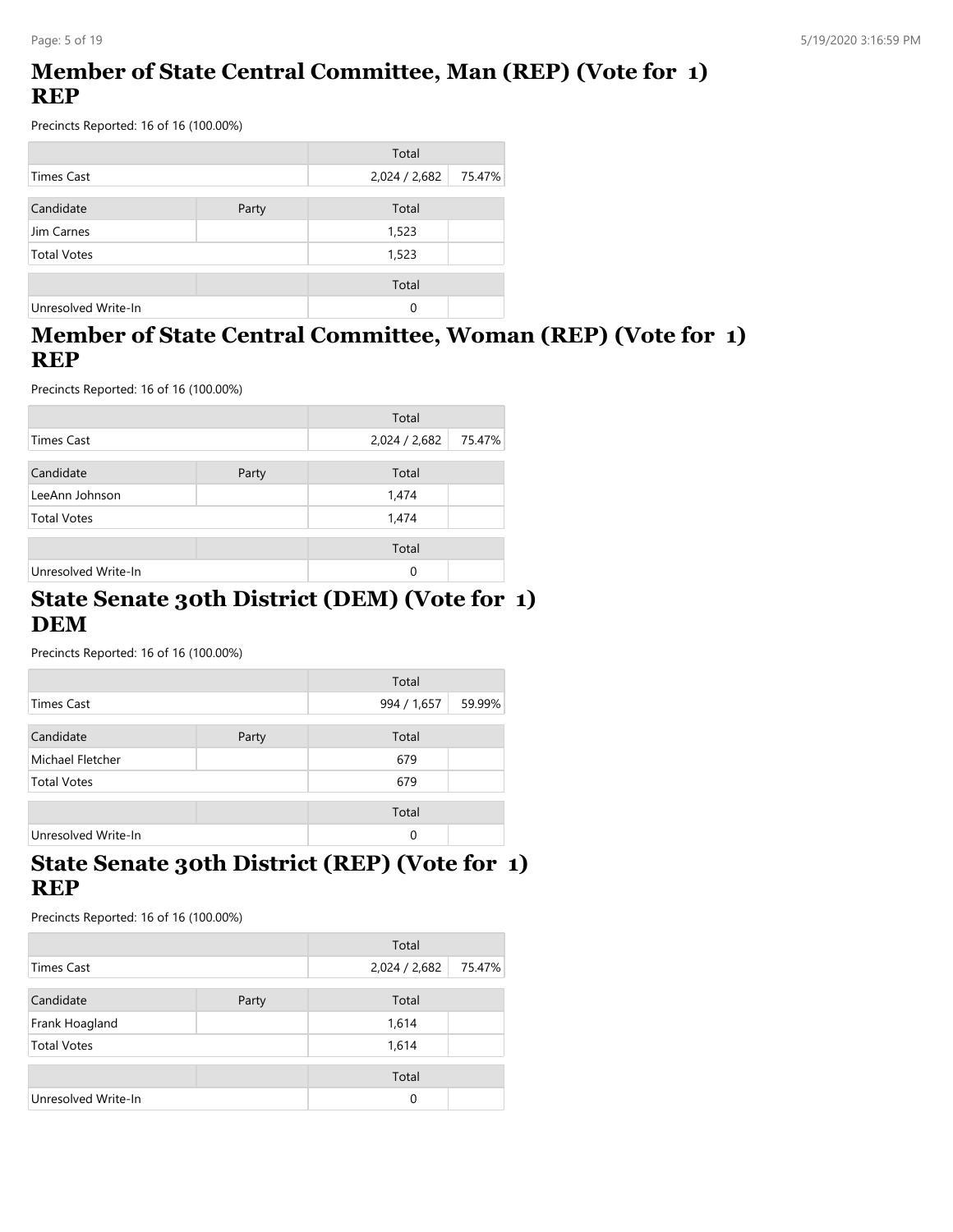# Member of State Central Committee, Man (REP) (Vote for 1) REP

Precincts Reported: 16 of 16 (100.00%)

| | | Total | |
|---|---|---|---|
| Times Cast | | 2,024 / 2,682 | 75.47% |

| Candidate | Party | Total | |
|---|---|---|---|
| Jim Carnes | | 1,523 | |
| Total Votes | | 1,523 | |

| | | Total | |
|---|---|---|---|
| Unresolved Write-In | | 0 | |

# Member of State Central Committee, Woman (REP) (Vote for 1) REP

Precincts Reported: 16 of 16 (100.00%)

| | | Total | |
|---|---|---|---|
| Times Cast | | 2,024 / 2,682 | 75.47% |

| Candidate | Party | Total | |
|---|---|---|---|
| LeeAnn Johnson | | 1,474 | |
| Total Votes | | 1,474 | |

| | | Total | |
|---|---|---|---|
| Unresolved Write-In | | 0 | |

# State Senate 30th District (DEM) (Vote for 1) DEM

Precincts Reported: 16 of 16 (100.00%)

| | | Total | |
|---|---|---|---|
| Times Cast | | 994 / 1,657 | 59.99% |

| Candidate | Party | Total | |
|---|---|---|---|
| Michael Fletcher | | 679 | |
| Total Votes | | 679 | |

| | | Total | |
|---|---|---|---|
| Unresolved Write-In | | 0 | |

# State Senate 30th District (REP) (Vote for 1) REP

Precincts Reported: 16 of 16 (100.00%)

| | | Total | |
|---|---|---|---|
| Times Cast | | 2,024 / 2,682 | 75.47% |

| Candidate | Party | Total | |
|---|---|---|---|
| Frank Hoagland | | 1,614 | |
| Total Votes | | 1,614 | |

| | | Total | |
|---|---|---|---|
| Unresolved Write-In | | 0 | |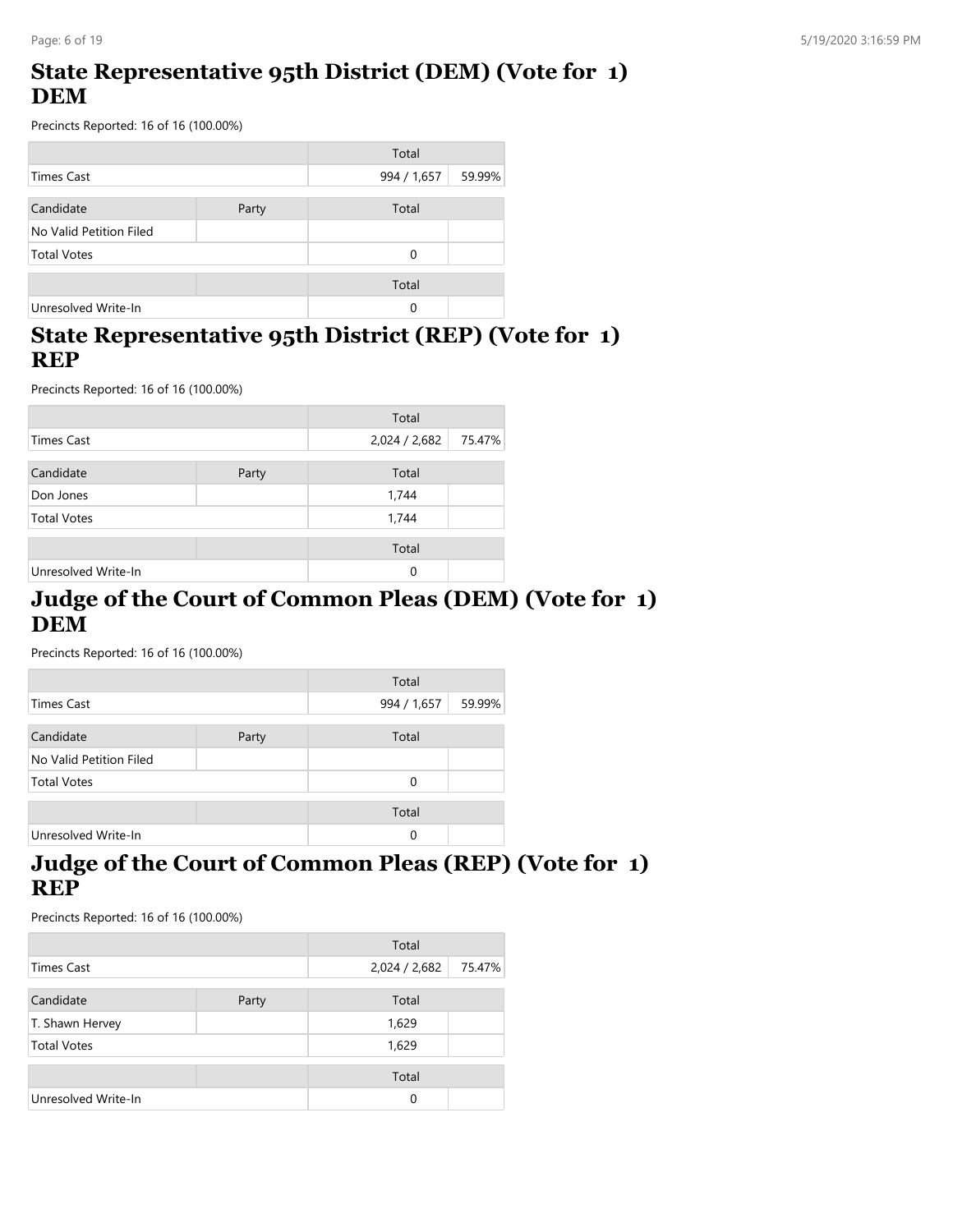## State Representative 95th District (DEM) (Vote for 1) DEM

Precincts Reported: 16 of 16 (100.00%)

| | | Total | |
|---|---|---|---|
| Times Cast | | 994 / 1,657 | 59.99% |

| Candidate | Party | Total | |
|---|---|---|---|
| No Valid Petition Filed | | | |
| Total Votes | | 0 | |

| | | Total | |
|---|---|---|---|
| Unresolved Write-In | | 0 | |

## State Representative 95th District (REP) (Vote for 1) REP

Precincts Reported: 16 of 16 (100.00%)

| | | Total | |
|---|---|---|---|
| Times Cast | | 2,024 / 2,682 | 75.47% |

| Candidate | Party | Total | |
|---|---|---|---|
| Don Jones | | 1,744 | |
| Total Votes | | 1,744 | |

| | | Total | |
|---|---|---|---|
| Unresolved Write-In | | 0 | |

## Judge of the Court of Common Pleas (DEM) (Vote for 1) DEM

Precincts Reported: 16 of 16 (100.00%)

| | | Total | |
|---|---|---|---|
| Times Cast | | 994 / 1,657 | 59.99% |

| Candidate | Party | Total | |
|---|---|---|---|
| No Valid Petition Filed | | | |
| Total Votes | | 0 | |

| | | Total | |
|---|---|---|---|
| Unresolved Write-In | | 0 | |

## Judge of the Court of Common Pleas (REP) (Vote for 1) REP

Precincts Reported: 16 of 16 (100.00%)

| | | Total | |
|---|---|---|---|
| Times Cast | | 2,024 / 2,682 | 75.47% |

| Candidate | Party | Total | |
|---|---|---|---|
| T. Shawn Hervey | | 1,629 | |
| Total Votes | | 1,629 | |

| | | Total | |
|---|---|---|---|
| Unresolved Write-In | | 0 | |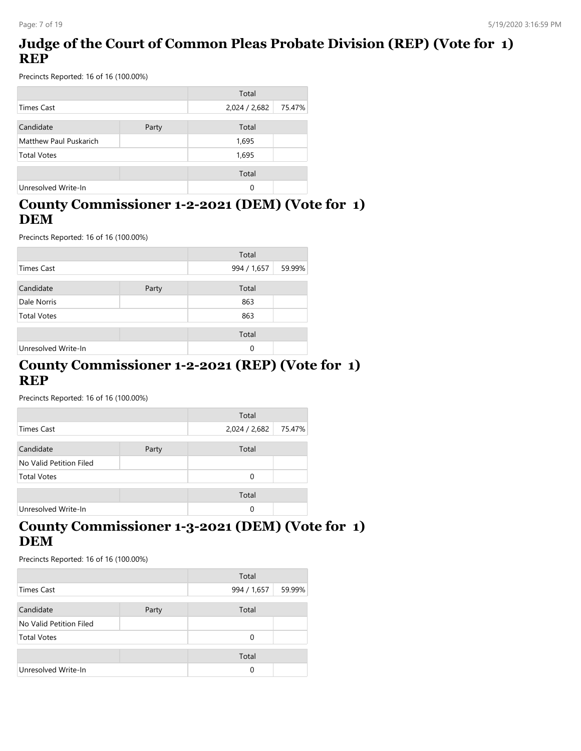## Judge of the Court of Common Pleas Probate Division (REP) (Vote for 1) REP

Precincts Reported: 16 of 16 (100.00%)

| | | Total | |
|---|---|---|---|
| Times Cast | | 2,024 / 2,682 | 75.47% |

| Candidate | Party | Total | |
|---|---|---|---|
| Matthew Paul Puskarich | | 1,695 | |
| Total Votes | | 1,695 | |

| | | Total | |
|---|---|---|---|
| Unresolved Write-In | | 0 | |

## County Commissioner 1-2-2021 (DEM) (Vote for 1) DEM

Precincts Reported: 16 of 16 (100.00%)

| | | Total | |
|---|---|---|---|
| Times Cast | | 994 / 1,657 | 59.99% |

| Candidate | Party | Total | |
|---|---|---|---|
| Dale Norris | | 863 | |
| Total Votes | | 863 | |

| | | Total | |
|---|---|---|---|
| Unresolved Write-In | | 0 | |

## County Commissioner 1-2-2021 (REP) (Vote for 1) REP

Precincts Reported: 16 of 16 (100.00%)

| | | Total | |
|---|---|---|---|
| Times Cast | | 2,024 / 2,682 | 75.47% |

| Candidate | Party | Total | |
|---|---|---|---|
| No Valid Petition Filed | | | |
| Total Votes | | 0 | |

| | | Total | |
|---|---|---|---|
| Unresolved Write-In | | 0 | |

## County Commissioner 1-3-2021 (DEM) (Vote for 1) DEM

Precincts Reported: 16 of 16 (100.00%)

| | | Total | |
|---|---|---|---|
| Times Cast | | 994 / 1,657 | 59.99% |

| Candidate | Party | Total | |
|---|---|---|---|
| No Valid Petition Filed | | | |
| Total Votes | | 0 | |

| | | Total | |
|---|---|---|---|
| Unresolved Write-In | | 0 | |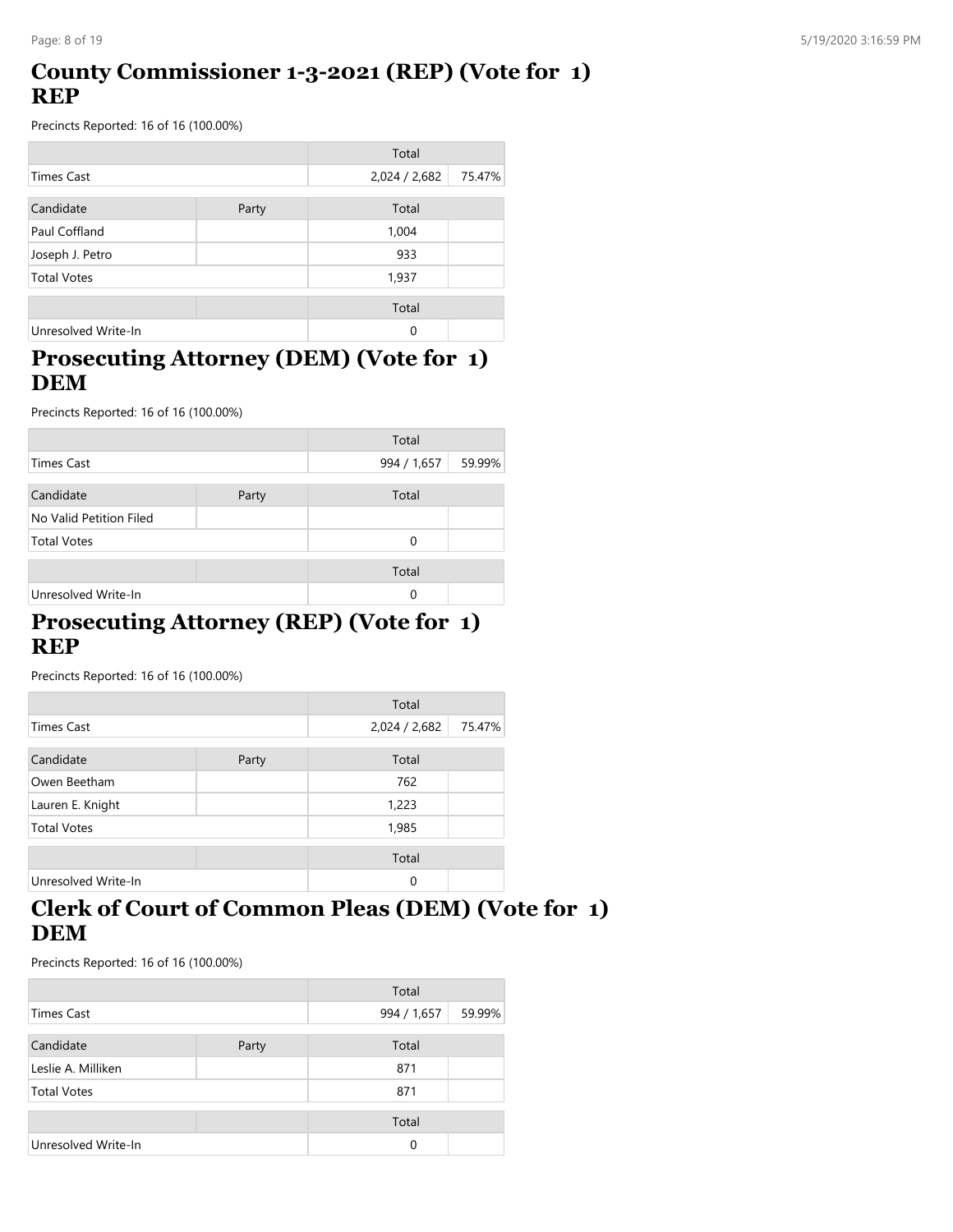## County Commissioner 1-3-2021 (REP) (Vote for 1) REP

Precincts Reported: 16 of 16 (100.00%)

| | | Total | |
|---|---|---|---|
| Times Cast | | 2,024 / 2,682 | 75.47% |

| Candidate | Party | Total | |
|---|---|---|---|
| Paul Coffland | | 1,004 | |
| Joseph J. Petro | | 933 | |
| Total Votes | | 1,937 | |

| | | Total | |
|---|---|---|---|
| Unresolved Write-In | | 0 | |

## Prosecuting Attorney (DEM) (Vote for 1) DEM

Precincts Reported: 16 of 16 (100.00%)

| | | Total | |
|---|---|---|---|
| Times Cast | | 994 / 1,657 | 59.99% |

| Candidate | Party | Total | |
|---|---|---|---|
| No Valid Petition Filed | | | |
| Total Votes | | 0 | |

| | | Total | |
|---|---|---|---|
| Unresolved Write-In | | 0 | |

## Prosecuting Attorney (REP) (Vote for 1) REP

Precincts Reported: 16 of 16 (100.00%)

| | | Total | |
|---|---|---|---|
| Times Cast | | 2,024 / 2,682 | 75.47% |

| Candidate | Party | Total | |
|---|---|---|---|
| Owen Beetham | | 762 | |
| Lauren E. Knight | | 1,223 | |
| Total Votes | | 1,985 | |

| | | Total | |
|---|---|---|---|
| Unresolved Write-In | | 0 | |

## Clerk of Court of Common Pleas (DEM) (Vote for 1) DEM

Precincts Reported: 16 of 16 (100.00%)

| | | Total | |
|---|---|---|---|
| Times Cast | | 994 / 1,657 | 59.99% |

| Candidate | Party | Total | |
|---|---|---|---|
| Leslie A. Milliken | | 871 | |
| Total Votes | | 871 | |

| | | Total | |
|---|---|---|---|
| Unresolved Write-In | | 0 | |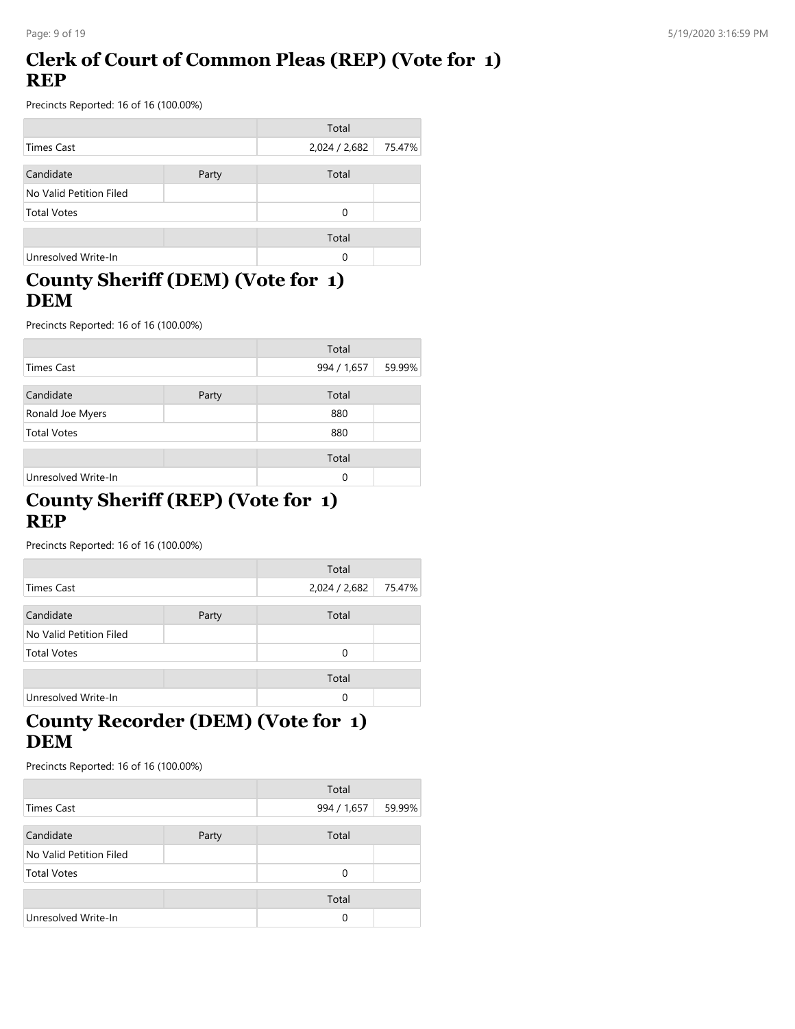## Clerk of Court of Common Pleas (REP) (Vote for 1) REP

Precincts Reported: 16 of 16 (100.00%)

| | | Total | |
|---|---|---|---|
| Times Cast | | 2,024 / 2,682 | 75.47% |

| Candidate | Party | Total | |
|---|---|---|---|
| No Valid Petition Filed | | | |
| Total Votes | | 0 | |

| | | Total | |
|---|---|---|---|
| Unresolved Write-In | | 0 | |

## County Sheriff (DEM) (Vote for 1) DEM

Precincts Reported: 16 of 16 (100.00%)

| | | Total | |
|---|---|---|---|
| Times Cast | | 994 / 1,657 | 59.99% |

| Candidate | Party | Total | |
|---|---|---|---|
| Ronald Joe Myers | | 880 | |
| Total Votes | | 880 | |

| | | Total | |
|---|---|---|---|
| Unresolved Write-In | | 0 | |

## County Sheriff (REP) (Vote for 1) REP

Precincts Reported: 16 of 16 (100.00%)

| | | Total | |
|---|---|---|---|
| Times Cast | | 2,024 / 2,682 | 75.47% |

| Candidate | Party | Total | |
|---|---|---|---|
| No Valid Petition Filed | | | |
| Total Votes | | 0 | |

| | | Total | |
|---|---|---|---|
| Unresolved Write-In | | 0 | |

## County Recorder (DEM) (Vote for 1) DEM

Precincts Reported: 16 of 16 (100.00%)

| | | Total | |
|---|---|---|---|
| Times Cast | | 994 / 1,657 | 59.99% |

| Candidate | Party | Total | |
|---|---|---|---|
| No Valid Petition Filed | | | |
| Total Votes | | 0 | |

| | | Total | |
|---|---|---|---|
| Unresolved Write-In | | 0 | |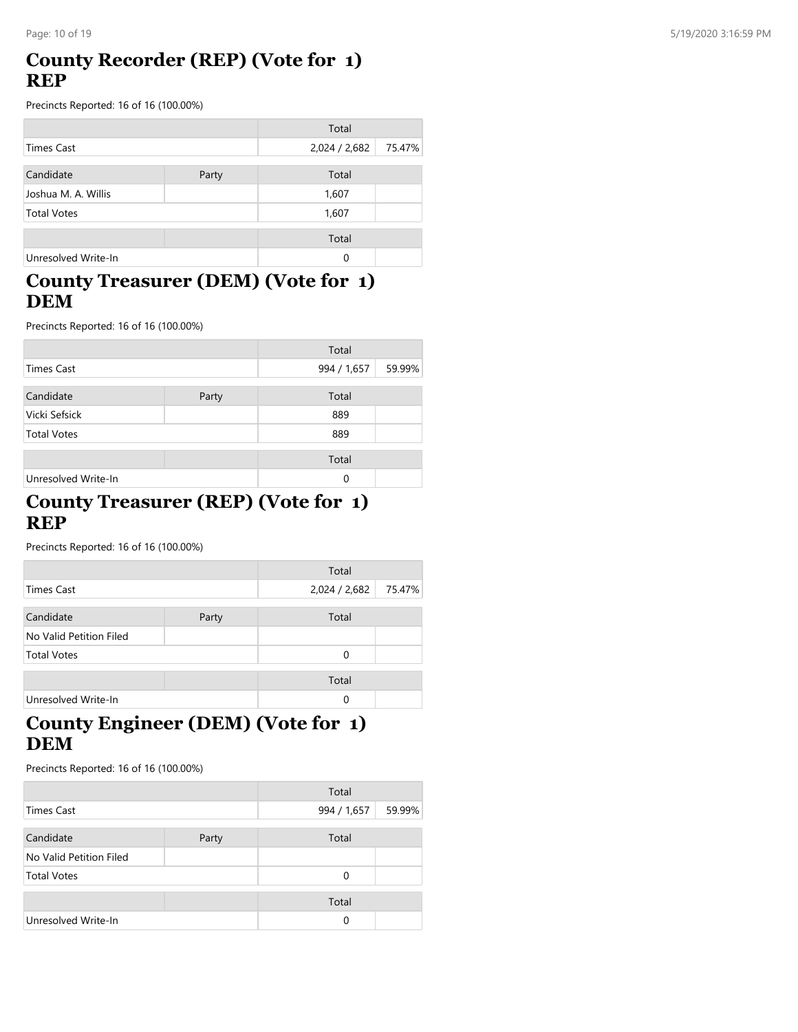## County Recorder (REP) (Vote for 1) REP

Precincts Reported: 16 of 16 (100.00%)

| | | Total | |
|---|---|---|---|
| Times Cast | | 2,024 / 2,682 | 75.47% |

| Candidate | Party | Total | |
|---|---|---|---|
| Joshua M. A. Willis | | 1,607 | |
| Total Votes | | 1,607 | |

| | | Total | |
|---|---|---|---|
| Unresolved Write-In | | 0 | |

## County Treasurer (DEM) (Vote for 1) DEM

Precincts Reported: 16 of 16 (100.00%)

| | | Total | |
|---|---|---|---|
| Times Cast | | 994 / 1,657 | 59.99% |

| Candidate | Party | Total | |
|---|---|---|---|
| Vicki Sefsick | | 889 | |
| Total Votes | | 889 | |

| | | Total | |
|---|---|---|---|
| Unresolved Write-In | | 0 | |

## County Treasurer (REP) (Vote for 1) REP

Precincts Reported: 16 of 16 (100.00%)

| | | Total | |
|---|---|---|---|
| Times Cast | | 2,024 / 2,682 | 75.47% |

| Candidate | Party | Total | |
|---|---|---|---|
| No Valid Petition Filed | | | |
| Total Votes | | 0 | |

| | | Total | |
|---|---|---|---|
| Unresolved Write-In | | 0 | |

## County Engineer (DEM) (Vote for 1) DEM

Precincts Reported: 16 of 16 (100.00%)

| | | Total | |
|---|---|---|---|
| Times Cast | | 994 / 1,657 | 59.99% |

| Candidate | Party | Total | |
|---|---|---|---|
| No Valid Petition Filed | | | |
| Total Votes | | 0 | |

| | | Total | |
|---|---|---|---|
| Unresolved Write-In | | 0 | |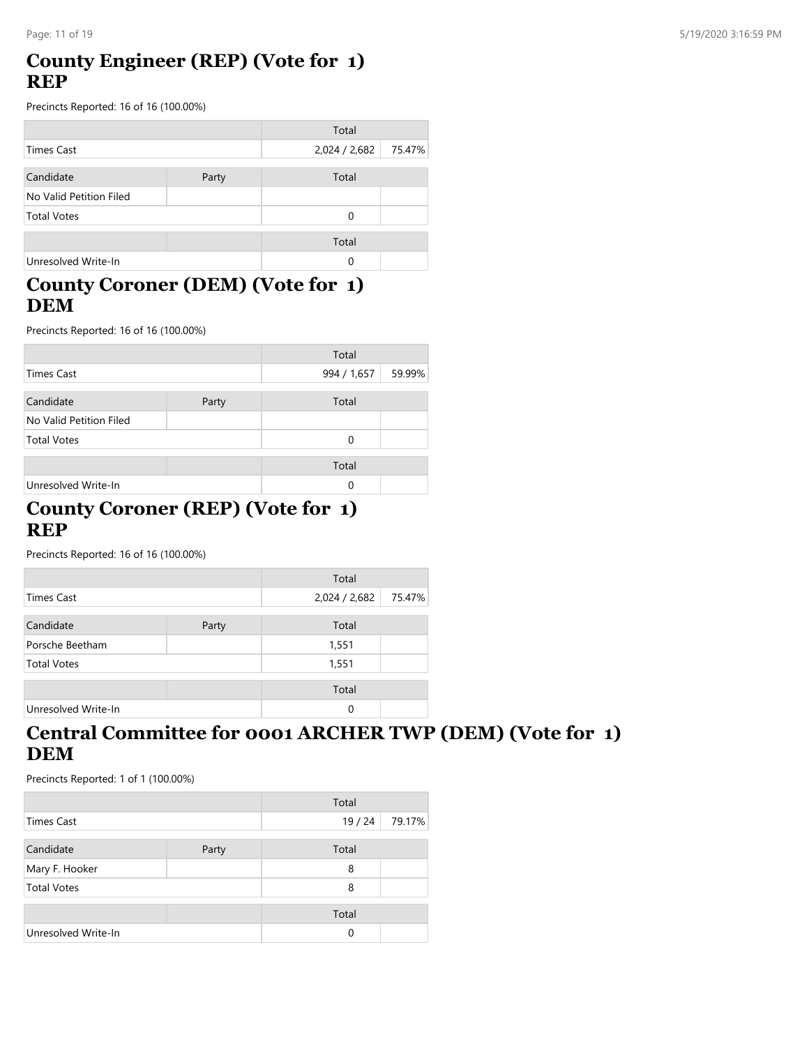## County Engineer (REP) (Vote for 1) REP

Precincts Reported: 16 of 16 (100.00%)

| | | Total | |
|---|---|---|---|
| Times Cast | | 2,024 / 2,682 | 75.47% |

| Candidate | Party | Total | |
|---|---|---|---|
| No Valid Petition Filed | | | |
| Total Votes | | 0 | |

| | | Total | |
|---|---|---|---|
| Unresolved Write-In | | 0 | |

## County Coroner (DEM) (Vote for 1) DEM

Precincts Reported: 16 of 16 (100.00%)

| | | Total | |
|---|---|---|---|
| Times Cast | | 994 / 1,657 | 59.99% |

| Candidate | Party | Total | |
|---|---|---|---|
| No Valid Petition Filed | | | |
| Total Votes | | 0 | |

| | | Total | |
|---|---|---|---|
| Unresolved Write-In | | 0 | |

## County Coroner (REP) (Vote for 1) REP

Precincts Reported: 16 of 16 (100.00%)

| | | Total | |
|---|---|---|---|
| Times Cast | | 2,024 / 2,682 | 75.47% |

| Candidate | Party | Total | |
|---|---|---|---|
| Porsche Beetham | | 1,551 | |
| Total Votes | | 1,551 | |

| | | Total | |
|---|---|---|---|
| Unresolved Write-In | | 0 | |

## Central Committee for 0001 ARCHER TWP (DEM) (Vote for 1) DEM

Precincts Reported: 1 of 1 (100.00%)

| | | Total | |
|---|---|---|---|
| Times Cast | | 19 / 24 | 79.17% |

| Candidate | Party | Total | |
|---|---|---|---|
| Mary F. Hooker | | 8 | |
| Total Votes | | 8 | |

| | | Total | |
|---|---|---|---|
| Unresolved Write-In | | 0 | |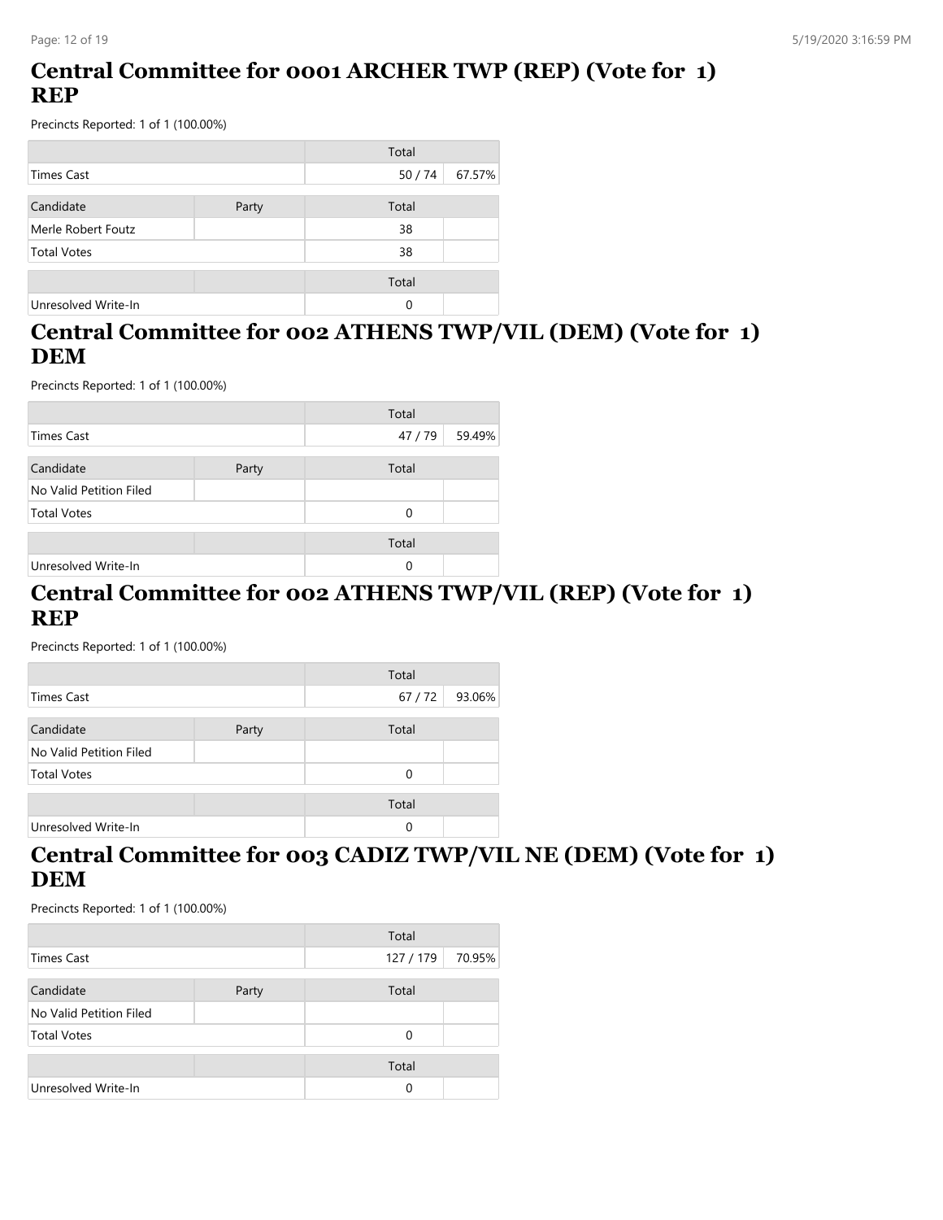## Central Committee for 0001 ARCHER TWP (REP) (Vote for 1) REP

Precincts Reported: 1 of 1 (100.00%)

| | | Total | |
|---|---|---|---|
| Times Cast | | 50 / 74 | 67.57% |

| Candidate | Party | Total | |
|---|---|---|---|
| Merle Robert Foutz | | 38 | |
| Total Votes | | 38 | |

| | | Total | |
|---|---|---|---|
| Unresolved Write-In | | 0 | |

## Central Committee for 002 ATHENS TWP/VIL (DEM) (Vote for 1) DEM

Precincts Reported: 1 of 1 (100.00%)

| | | Total | |
|---|---|---|---|
| Times Cast | | 47 / 79 | 59.49% |

| Candidate | Party | Total | |
|---|---|---|---|
| No Valid Petition Filed | | | |
| Total Votes | | 0 | |

| | | Total | |
|---|---|---|---|
| Unresolved Write-In | | 0 | |

## Central Committee for 002 ATHENS TWP/VIL (REP) (Vote for 1) REP

Precincts Reported: 1 of 1 (100.00%)

| | | Total | |
|---|---|---|---|
| Times Cast | | 67 / 72 | 93.06% |

| Candidate | Party | Total | |
|---|---|---|---|
| No Valid Petition Filed | | | |
| Total Votes | | 0 | |

| | | Total | |
|---|---|---|---|
| Unresolved Write-In | | 0 | |

## Central Committee for 003 CADIZ TWP/VIL NE (DEM) (Vote for 1) DEM

Precincts Reported: 1 of 1 (100.00%)

| | | Total | |
|---|---|---|---|
| Times Cast | | 127 / 179 | 70.95% |

| Candidate | Party | Total | |
|---|---|---|---|
| No Valid Petition Filed | | | |
| Total Votes | | 0 | |

| | | Total | |
|---|---|---|---|
| Unresolved Write-In | | 0 | |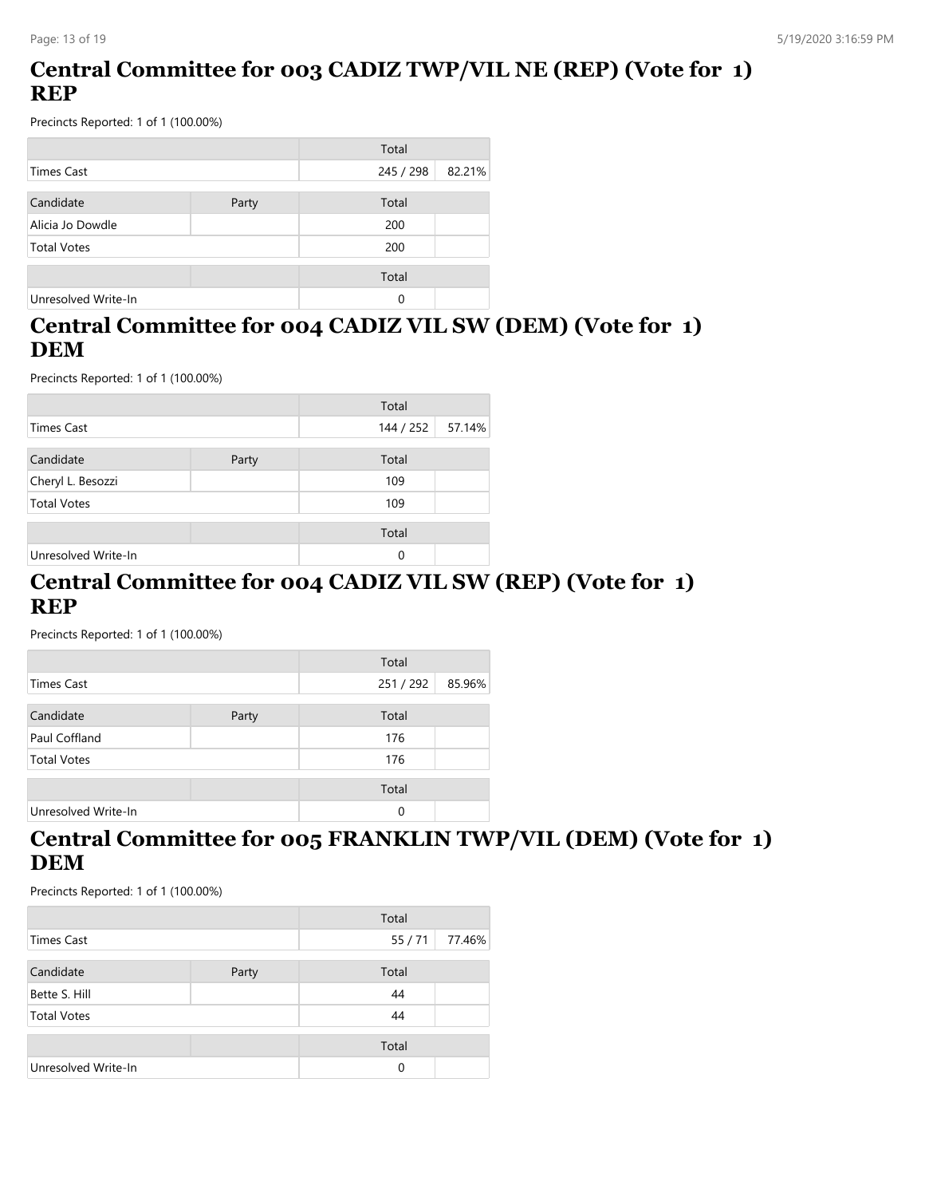## Central Committee for 003 CADIZ TWP/VIL NE (REP) (Vote for 1) REP

Precincts Reported: 1 of 1 (100.00%)

| | Total | |
|---|---|---|
| Times Cast | 245 / 298 | 82.21% |

| Candidate | Party | Total | |
|---|---|---|---|
| Alicia Jo Dowdle | | 200 | |
| Total Votes | | 200 | |

| | | Total | |
|---|---|---|---|
| Unresolved Write-In | | 0 | |

## Central Committee for 004 CADIZ VIL SW (DEM) (Vote for 1) DEM

Precincts Reported: 1 of 1 (100.00%)

| | Total | |
|---|---|---|
| Times Cast | 144 / 252 | 57.14% |

| Candidate | Party | Total | |
|---|---|---|---|
| Cheryl L. Besozzi | | 109 | |
| Total Votes | | 109 | |

| | | Total | |
|---|---|---|---|
| Unresolved Write-In | | 0 | |

## Central Committee for 004 CADIZ VIL SW (REP) (Vote for 1) REP

Precincts Reported: 1 of 1 (100.00%)

| | Total | |
|---|---|---|
| Times Cast | 251 / 292 | 85.96% |

| Candidate | Party | Total | |
|---|---|---|---|
| Paul Coffland | | 176 | |
| Total Votes | | 176 | |

| | | Total | |
|---|---|---|---|
| Unresolved Write-In | | 0 | |

## Central Committee for 005 FRANKLIN TWP/VIL (DEM) (Vote for 1) DEM

Precincts Reported: 1 of 1 (100.00%)

| | Total | |
|---|---|---|
| Times Cast | 55 / 71 | 77.46% |

| Candidate | Party | Total | |
|---|---|---|---|
| Bette S. Hill | | 44 | |
| Total Votes | | 44 | |

| | | Total | |
|---|---|---|---|
| Unresolved Write-In | | 0 | |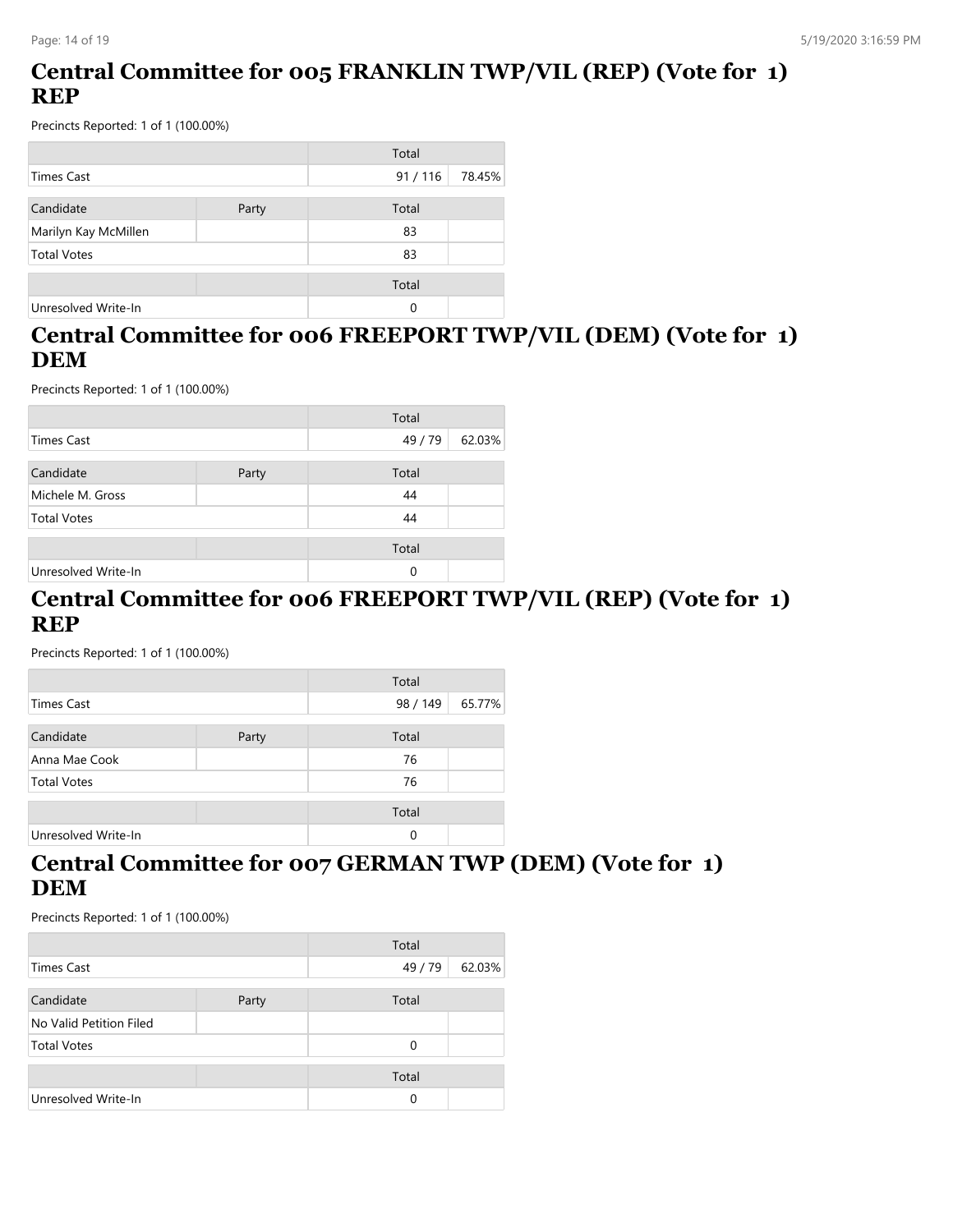## Central Committee for 005 FRANKLIN TWP/VIL (REP) (Vote for 1) REP

Precincts Reported: 1 of 1 (100.00%)

| | | Total | |
|---|---|---|---|
| Times Cast | | 91 / 116 | 78.45% |

| Candidate | Party | Total | |
|---|---|---|---|
| Marilyn Kay McMillen | | 83 | |
| Total Votes | | 83 | |

| | | Total | |
|---|---|---|---|
| Unresolved Write-In | | 0 | |

## Central Committee for 006 FREEPORT TWP/VIL (DEM) (Vote for 1) DEM

Precincts Reported: 1 of 1 (100.00%)

| | | Total | |
|---|---|---|---|
| Times Cast | | 49 / 79 | 62.03% |

| Candidate | Party | Total | |
|---|---|---|---|
| Michele M. Gross | | 44 | |
| Total Votes | | 44 | |

| | | Total | |
|---|---|---|---|
| Unresolved Write-In | | 0 | |

## Central Committee for 006 FREEPORT TWP/VIL (REP) (Vote for 1) REP

Precincts Reported: 1 of 1 (100.00%)

| | | Total | |
|---|---|---|---|
| Times Cast | | 98 / 149 | 65.77% |

| Candidate | Party | Total | |
|---|---|---|---|
| Anna Mae Cook | | 76 | |
| Total Votes | | 76 | |

| | | Total | |
|---|---|---|---|
| Unresolved Write-In | | 0 | |

## Central Committee for 007 GERMAN TWP (DEM) (Vote for 1) DEM

Precincts Reported: 1 of 1 (100.00%)

| | | Total | |
|---|---|---|---|
| Times Cast | | 49 / 79 | 62.03% |

| Candidate | Party | Total | |
|---|---|---|---|
| No Valid Petition Filed | | | |
| Total Votes | | 0 | |

| | | Total | |
|---|---|---|---|
| Unresolved Write-In | | 0 | |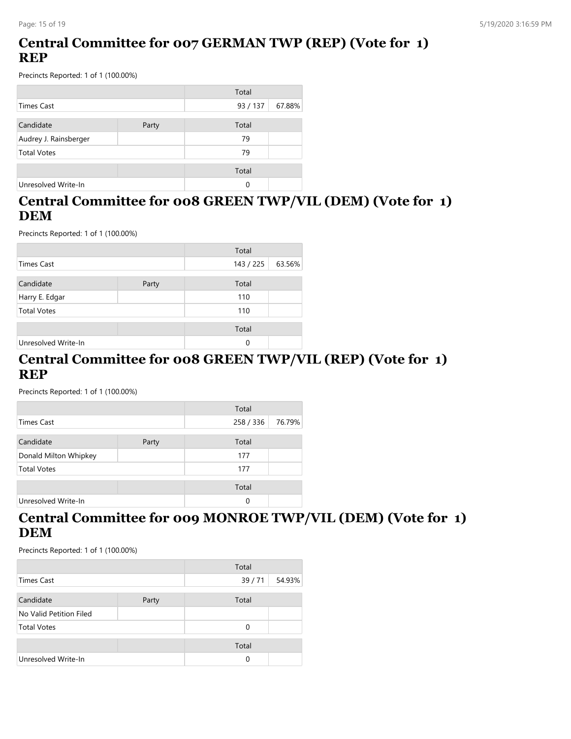## Central Committee for 007 GERMAN TWP (REP) (Vote for 1) REP

Precincts Reported: 1 of 1 (100.00%)

| | | Total | |
|---|---|---|---|
| Times Cast | | 93 / 137 | 67.88% |

| Candidate | Party | Total | |
|---|---|---|---|
| Audrey J. Rainsberger | | 79 | |
| Total Votes | | 79 | |

| | | Total | |
|---|---|---|---|
| Unresolved Write-In | | 0 | |

## Central Committee for 008 GREEN TWP/VIL (DEM) (Vote for 1) DEM

Precincts Reported: 1 of 1 (100.00%)

| | | Total | |
|---|---|---|---|
| Times Cast | | 143 / 225 | 63.56% |

| Candidate | Party | Total | |
|---|---|---|---|
| Harry E. Edgar | | 110 | |
| Total Votes | | 110 | |

| | | Total | |
|---|---|---|---|
| Unresolved Write-In | | 0 | |

## Central Committee for 008 GREEN TWP/VIL (REP) (Vote for 1) REP

Precincts Reported: 1 of 1 (100.00%)

| | | Total | |
|---|---|---|---|
| Times Cast | | 258 / 336 | 76.79% |

| Candidate | Party | Total | |
|---|---|---|---|
| Donald Milton Whipkey | | 177 | |
| Total Votes | | 177 | |

| | | Total | |
|---|---|---|---|
| Unresolved Write-In | | 0 | |

## Central Committee for 009 MONROE TWP/VIL (DEM) (Vote for 1) DEM

Precincts Reported: 1 of 1 (100.00%)

| | | Total | |
|---|---|---|---|
| Times Cast | | 39 / 71 | 54.93% |

| Candidate | Party | Total | |
|---|---|---|---|
| No Valid Petition Filed | | | |
| Total Votes | | 0 | |

| | | Total | |
|---|---|---|---|
| Unresolved Write-In | | 0 | |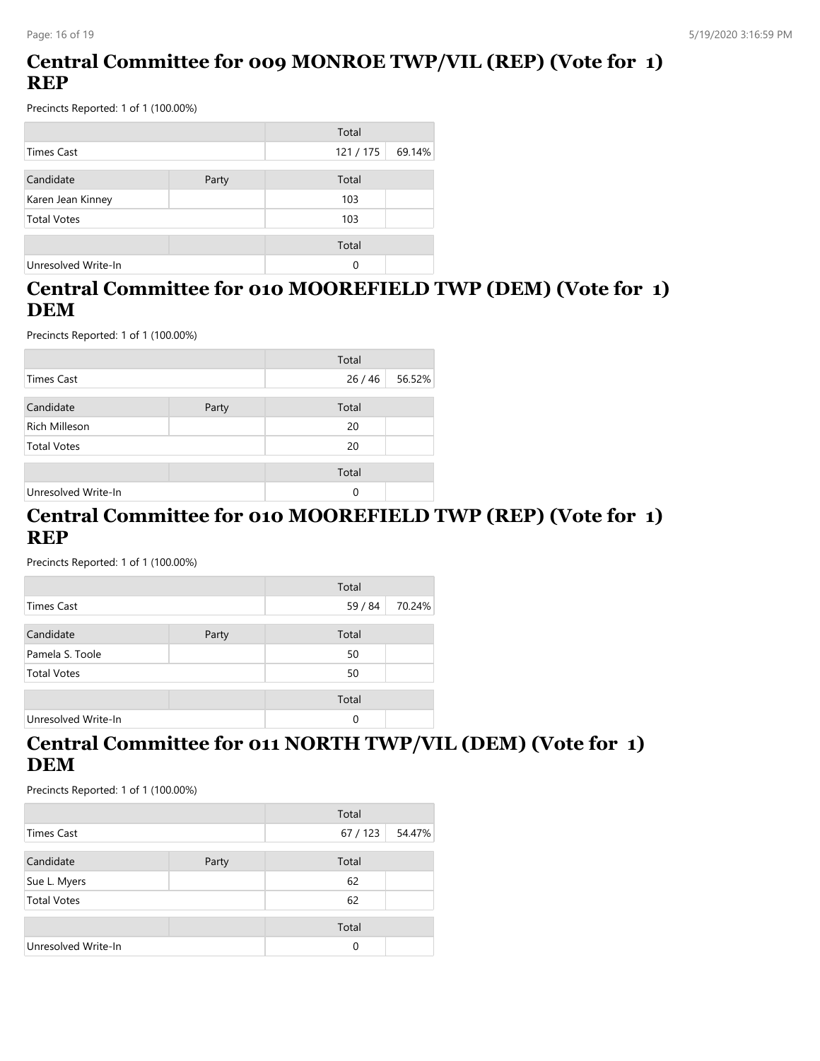## Central Committee for 009 MONROE TWP/VIL (REP) (Vote for 1) REP

Precincts Reported: 1 of 1 (100.00%)

| | | Total | |
|---|---|---|---|
| Times Cast | | 121 / 175 | 69.14% |

| Candidate | Party | Total | |
|---|---|---|---|
| Karen Jean Kinney | | 103 | |
| Total Votes | | 103 | |

| | | Total | |
|---|---|---|---|
| Unresolved Write-In | | 0 | |

## Central Committee for 010 MOOREFIELD TWP (DEM) (Vote for 1) DEM

Precincts Reported: 1 of 1 (100.00%)

| | | Total | |
|---|---|---|---|
| Times Cast | | 26 / 46 | 56.52% |

| Candidate | Party | Total | |
|---|---|---|---|
| Rich Milleson | | 20 | |
| Total Votes | | 20 | |

| | | Total | |
|---|---|---|---|
| Unresolved Write-In | | 0 | |

## Central Committee for 010 MOOREFIELD TWP (REP) (Vote for 1) REP

Precincts Reported: 1 of 1 (100.00%)

| | | Total | |
|---|---|---|---|
| Times Cast | | 59 / 84 | 70.24% |

| Candidate | Party | Total | |
|---|---|---|---|
| Pamela S. Toole | | 50 | |
| Total Votes | | 50 | |

| | | Total | |
|---|---|---|---|
| Unresolved Write-In | | 0 | |

## Central Committee for 011 NORTH TWP/VIL (DEM) (Vote for 1) DEM

Precincts Reported: 1 of 1 (100.00%)

| | | Total | |
|---|---|---|---|
| Times Cast | | 67 / 123 | 54.47% |

| Candidate | Party | Total | |
|---|---|---|---|
| Sue L. Myers | | 62 | |
| Total Votes | | 62 | |

| | | Total | |
|---|---|---|---|
| Unresolved Write-In | | 0 | |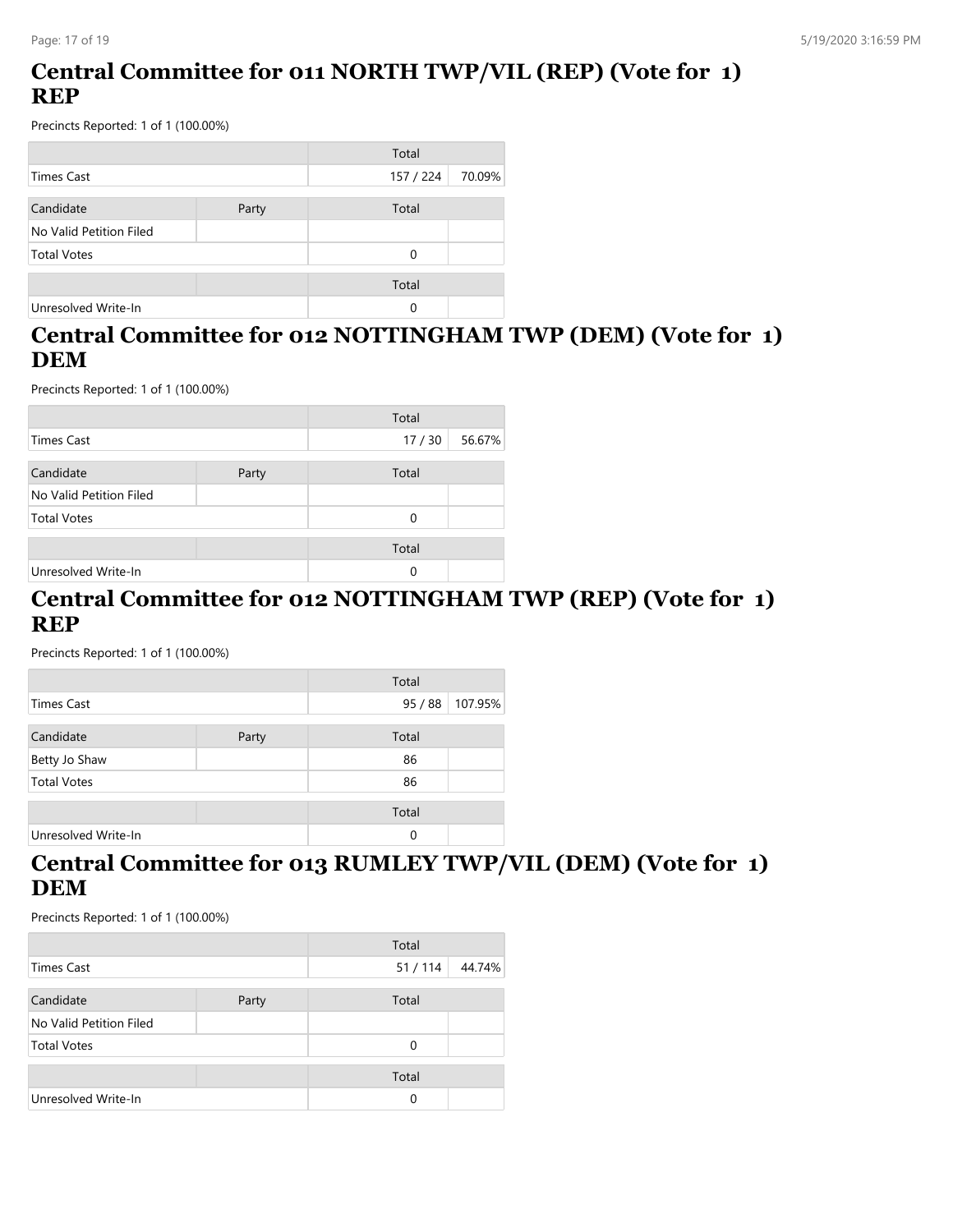## Central Committee for 011 NORTH TWP/VIL (REP) (Vote for 1) REP

Precincts Reported: 1 of 1 (100.00%)

| | | Total | |
|---|---|---|---|
| Times Cast | | 157 / 224 | 70.09% |

| Candidate | Party | Total | |
|---|---|---|---|
| No Valid Petition Filed | | | |
| Total Votes | | 0 | |

| | | Total | |
|---|---|---|---|
| Unresolved Write-In | | 0 | |

## Central Committee for 012 NOTTINGHAM TWP (DEM) (Vote for 1) DEM

Precincts Reported: 1 of 1 (100.00%)

| | | Total | |
|---|---|---|---|
| Times Cast | | 17 / 30 | 56.67% |

| Candidate | Party | Total | |
|---|---|---|---|
| No Valid Petition Filed | | | |
| Total Votes | | 0 | |

| | | Total | |
|---|---|---|---|
| Unresolved Write-In | | 0 | |

## Central Committee for 012 NOTTINGHAM TWP (REP) (Vote for 1) REP

Precincts Reported: 1 of 1 (100.00%)

| | | Total | |
|---|---|---|---|
| Times Cast | | 95 / 88 | 107.95% |

| Candidate | Party | Total | |
|---|---|---|---|
| Betty Jo Shaw | | 86 | |
| Total Votes | | 86 | |

| | | Total | |
|---|---|---|---|
| Unresolved Write-In | | 0 | |

## Central Committee for 013 RUMLEY TWP/VIL (DEM) (Vote for 1) DEM

Precincts Reported: 1 of 1 (100.00%)

| | | Total | |
|---|---|---|---|
| Times Cast | | 51 / 114 | 44.74% |

| Candidate | Party | Total | |
|---|---|---|---|
| No Valid Petition Filed | | | |
| Total Votes | | 0 | |

| | | Total | |
|---|---|---|---|
| Unresolved Write-In | | 0 | |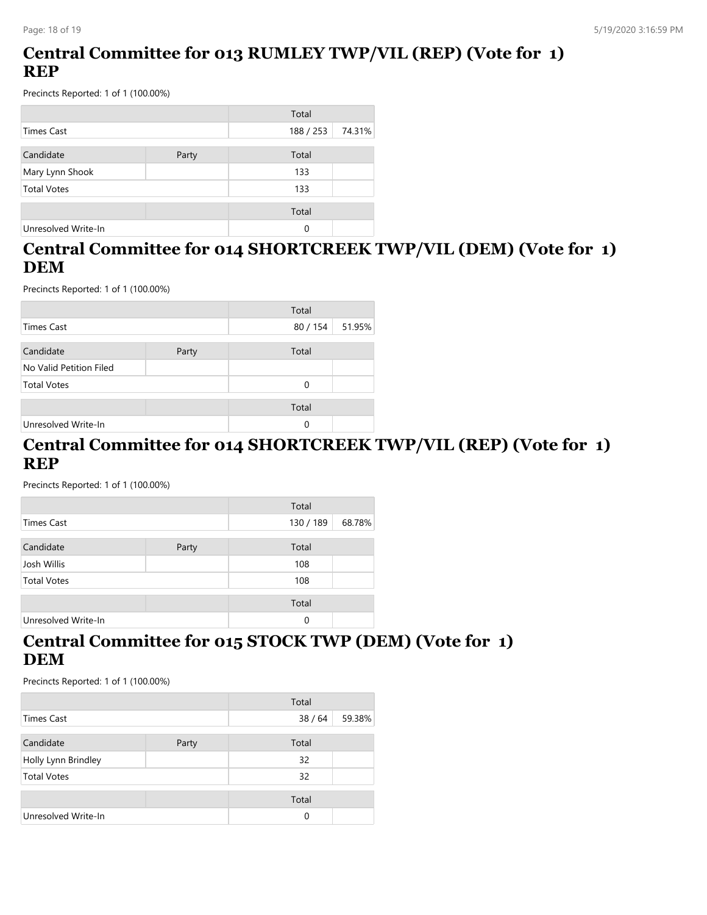## Central Committee for 013 RUMLEY TWP/VIL (REP) (Vote for 1) REP

Precincts Reported: 1 of 1 (100.00%)

| | | Total | |
|---|---|---|---|
| Times Cast | | 188 / 253 | 74.31% |

| Candidate | Party | Total | |
|---|---|---|---|
| Mary Lynn Shook | | 133 | |
| Total Votes | | 133 | |

| | | Total | |
|---|---|---|---|
| Unresolved Write-In | | 0 | |

## Central Committee for 014 SHORTCREEK TWP/VIL (DEM) (Vote for 1) DEM

Precincts Reported: 1 of 1 (100.00%)

| | | Total | |
|---|---|---|---|
| Times Cast | | 80 / 154 | 51.95% |

| Candidate | Party | Total | |
|---|---|---|---|
| No Valid Petition Filed | | | |
| Total Votes | | 0 | |

| | | Total | |
|---|---|---|---|
| Unresolved Write-In | | 0 | |

## Central Committee for 014 SHORTCREEK TWP/VIL (REP) (Vote for 1) REP

Precincts Reported: 1 of 1 (100.00%)

| | | Total | |
|---|---|---|---|
| Times Cast | | 130 / 189 | 68.78% |

| Candidate | Party | Total | |
|---|---|---|---|
| Josh Willis | | 108 | |
| Total Votes | | 108 | |

| | | Total | |
|---|---|---|---|
| Unresolved Write-In | | 0 | |

## Central Committee for 015 STOCK TWP (DEM) (Vote for 1) DEM

Precincts Reported: 1 of 1 (100.00%)

| | | Total | |
|---|---|---|---|
| Times Cast | | 38 / 64 | 59.38% |

| Candidate | Party | Total | |
|---|---|---|---|
| Holly Lynn Brindley | | 32 | |
| Total Votes | | 32 | |

| | | Total | |
|---|---|---|---|
| Unresolved Write-In | | 0 | |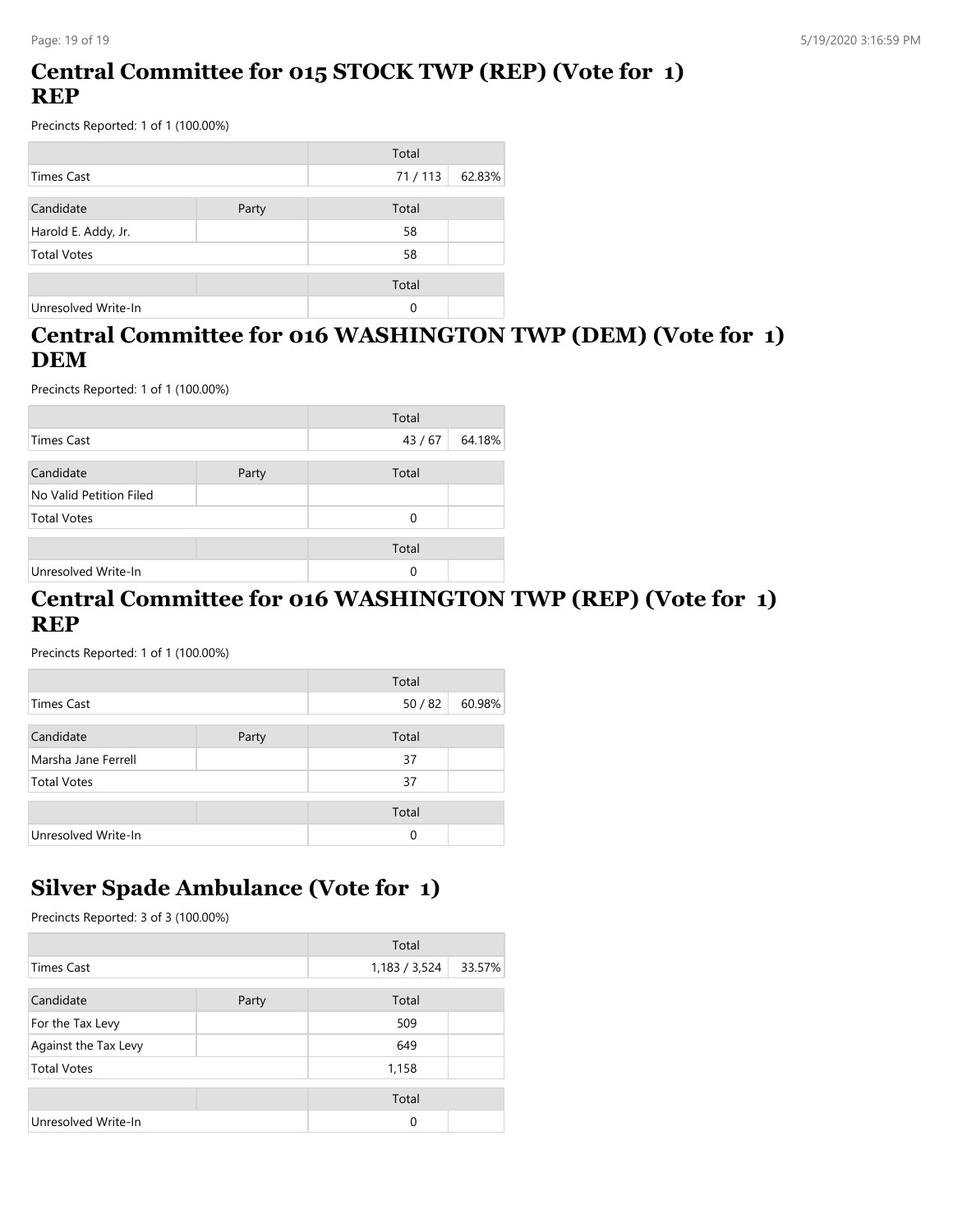## Central Committee for 015 STOCK TWP (REP) (Vote for 1) REP

Precincts Reported: 1 of 1 (100.00%)

| | | Total | |
|---|---|---|---|
| Times Cast | | 71 / 113 | 62.83% |

| Candidate | Party | Total | |
|---|---|---|---|
| Harold E. Addy, Jr. | | 58 | |
| Total Votes | | 58 | |

| | | Total | |
|---|---|---|---|
| Unresolved Write-In | | 0 | |

## Central Committee for 016 WASHINGTON TWP (DEM) (Vote for 1) DEM

Precincts Reported: 1 of 1 (100.00%)

| | | Total | |
|---|---|---|---|
| Times Cast | | 43 / 67 | 64.18% |

| Candidate | Party | Total | |
|---|---|---|---|
| No Valid Petition Filed | | | |
| Total Votes | | 0 | |

| | | Total | |
|---|---|---|---|
| Unresolved Write-In | | 0 | |

## Central Committee for 016 WASHINGTON TWP (REP) (Vote for 1) REP

Precincts Reported: 1 of 1 (100.00%)

| | | Total | |
|---|---|---|---|
| Times Cast | | 50 / 82 | 60.98% |

| Candidate | Party | Total | |
|---|---|---|---|
| Marsha Jane Ferrell | | 37 | |
| Total Votes | | 37 | |

| | | Total | |
|---|---|---|---|
| Unresolved Write-In | | 0 | |

## Silver Spade Ambulance (Vote for 1)

Precincts Reported: 3 of 3 (100.00%)

| | | Total | |
|---|---|---|---|
| Times Cast | | 1,183 / 3,524 | 33.57% |

| Candidate | Party | Total | |
|---|---|---|---|
| For the Tax Levy | | 509 | |
| Against the Tax Levy | | 649 | |
| Total Votes | | 1,158 | |

| | | Total | |
|---|---|---|---|
| Unresolved Write-In | | 0 | |